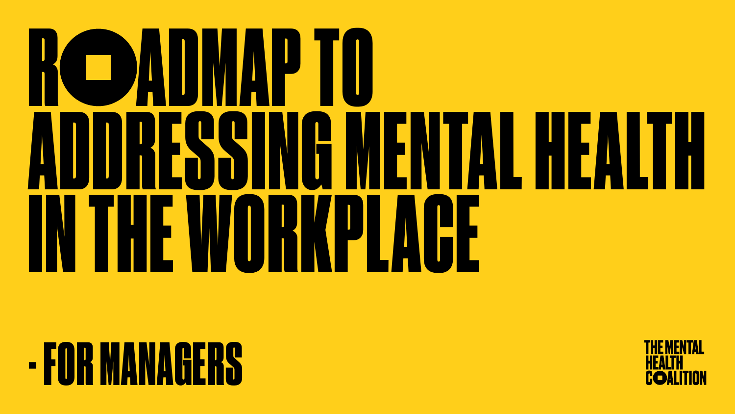# ROADMAP TO ADDRESSING MENTAL HEALTH IN THE WORKPLACE

## - FOR MANAGERS

THE MENTAL HEALTH COALITION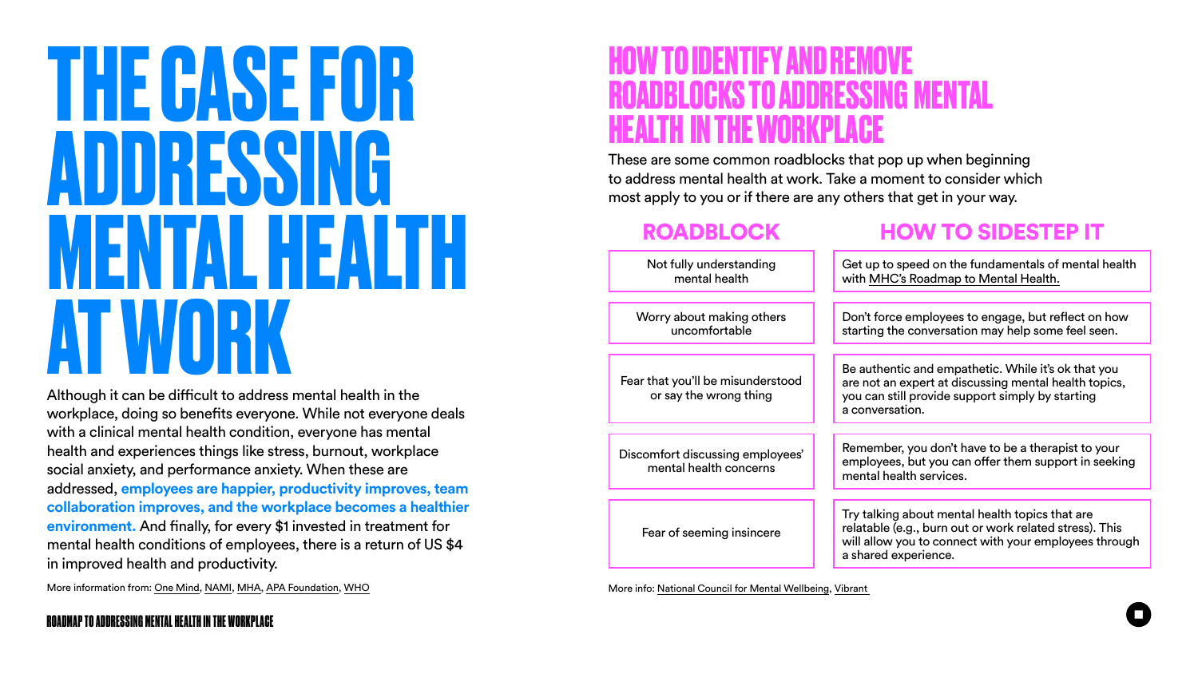# THE CASE FOR ADDRESSING MENTAL HEALTH AT WORK

Although it can be difficult to address mental health in the workplace, doing so benefits everyone. While not everyone deals with a clinical mental health condition, everyone has mental health and experiences things like stress, burnout, workplace social anxiety, and performance anxiety. When these are addressed, **employees are happier, productivity improves, team collaboration improves, and the workplace becomes a healthier environment.** And finally, for every $1 invested in treatment for mental health conditions of employees, there is a return of US $4 in improved health and productivity.

More information from: One Mind, NAMI, MHA, APA Foundation, WHO

# HOW TO IDENTIFY AND REMOVE ROADBLOCKS TO ADDRESSING MENTAL HEALTH IN THE WORKPLACE

These are some common roadblocks that pop up when beginning to address mental health at work. Take a moment to consider which most apply to you or if there are any others that get in your way.

| ROADBLOCK | HOW TO SIDESTEP IT |
| --- | --- |
| Not fully understanding mental health | Get up to speed on the fundamentals of mental health with MHC's Roadmap to Mental Health. |
| Worry about making others uncomfortable | Don't force employees to engage, but reflect on how starting the conversation may help some feel seen. |
| Fear that you'll be misunderstood or say the wrong thing | Be authentic and empathetic. While it's ok that you are not an expert at discussing mental health topics, you can still provide support simply by starting a conversation. |
| Discomfort discussing employees' mental health concerns | Remember, you don't have to be a therapist to your employees, but you can offer them support in seeking mental health services. |
| Fear of seeming insincere | Try talking about mental health topics that are relatable (e.g., burn out or work related stress). This will allow you to connect with your employees through a shared experience. |

More info: National Council for Mental Wellbeing, Vibrant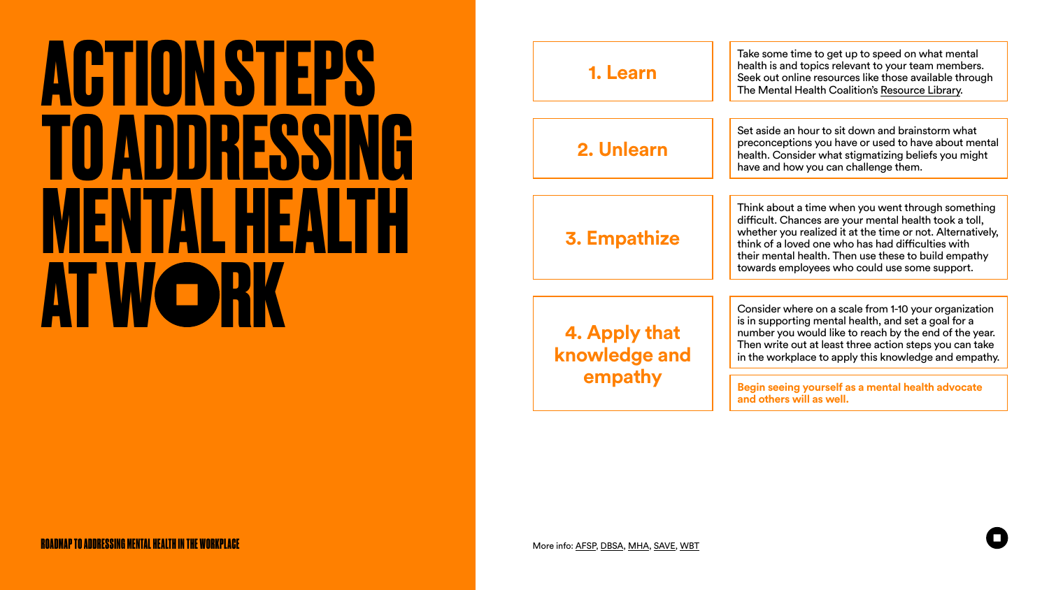# ACTION STEPS TO ADDRESSING MENTAL HEALTH AT WORK

| Step | Action |
| --- | --- |
| **1. Learn** | Take some time to get up to speed on what mental health is and topics relevant to your team members. Seek out online resources like those available through The Mental Health Coalition's Resource Library. |
| **2. Unlearn** | Set aside an hour to sit down and brainstorm what preconceptions you have or used to have about mental health. Consider what stigmatizing beliefs you might have and how you can challenge them. |
| **3. Empathize** | Think about a time when you went through something difficult. Chances are your mental health took a toll, whether you realized it at the time or not. Alternatively, think of a loved one who has had difficulties with their mental health. Then use these to build empathy towards employees who could use some support. |
| **4. Apply that knowledge and empathy** | Consider where on a scale from 1-10 your organization is in supporting mental health, and set a goal for a number you would like to reach by the end of the year. Then write out at least three action steps you can take in the workplace to apply this knowledge and empathy.<br><br>**Begin seeing yourself as a mental health advocate and others will as well.** |

More info: AFSP, DBSA, MHA, SAVE, WBT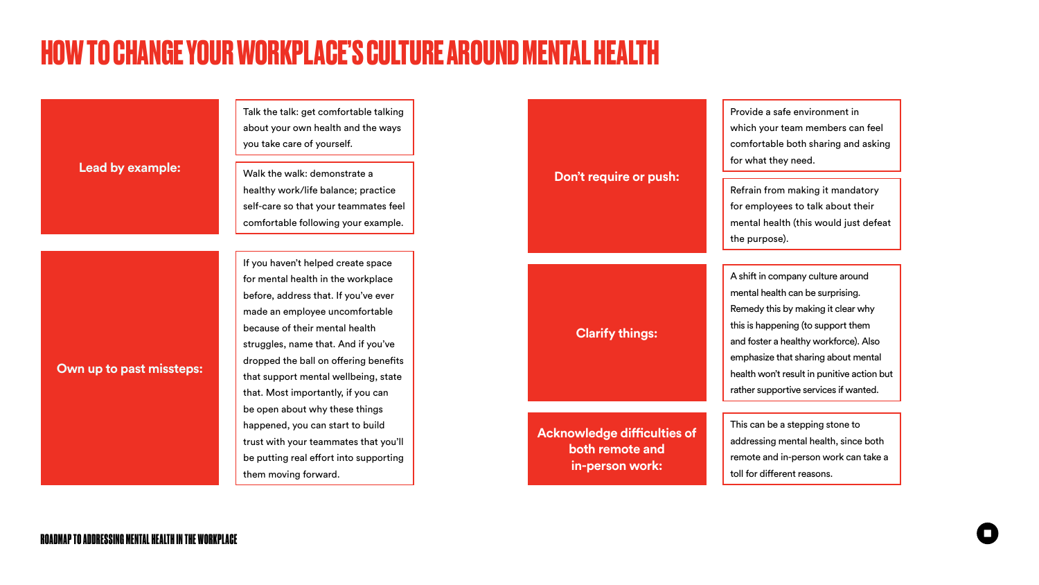# HOW TO CHANGE YOUR WORKPLACE'S CULTURE AROUND MENTAL HEALTH

**Lead by example:**

- Talk the talk: get comfortable talking about your own health and the ways you take care of yourself.
- Walk the walk: demonstrate a healthy work/life balance; practice self-care so that your teammates feel comfortable following your example.

**Own up to past missteps:**

If you haven't helped create space for mental health in the workplace before, address that. If you've ever made an employee uncomfortable because of their mental health struggles, name that. And if you've dropped the ball on offering benefits that support mental wellbeing, state that. Most importantly, if you can be open about why these things happened, you can start to build trust with your teammates that you'll be putting real effort into supporting them moving forward.

**Don't require or push:**

- Provide a safe environment in which your team members can feel comfortable both sharing and asking for what they need.
- Refrain from making it mandatory for employees to talk about their mental health (this would just defeat the purpose).

**Clarify things:**

A shift in company culture around mental health can be surprising. Remedy this by making it clear why this is happening (to support them and foster a healthy workforce). Also emphasize that sharing about mental health won't result in punitive action but rather supportive services if wanted.

**Acknowledge difficulties of both remote and in-person work:**

This can be a stepping stone to addressing mental health, since both remote and in-person work can take a toll for different reasons.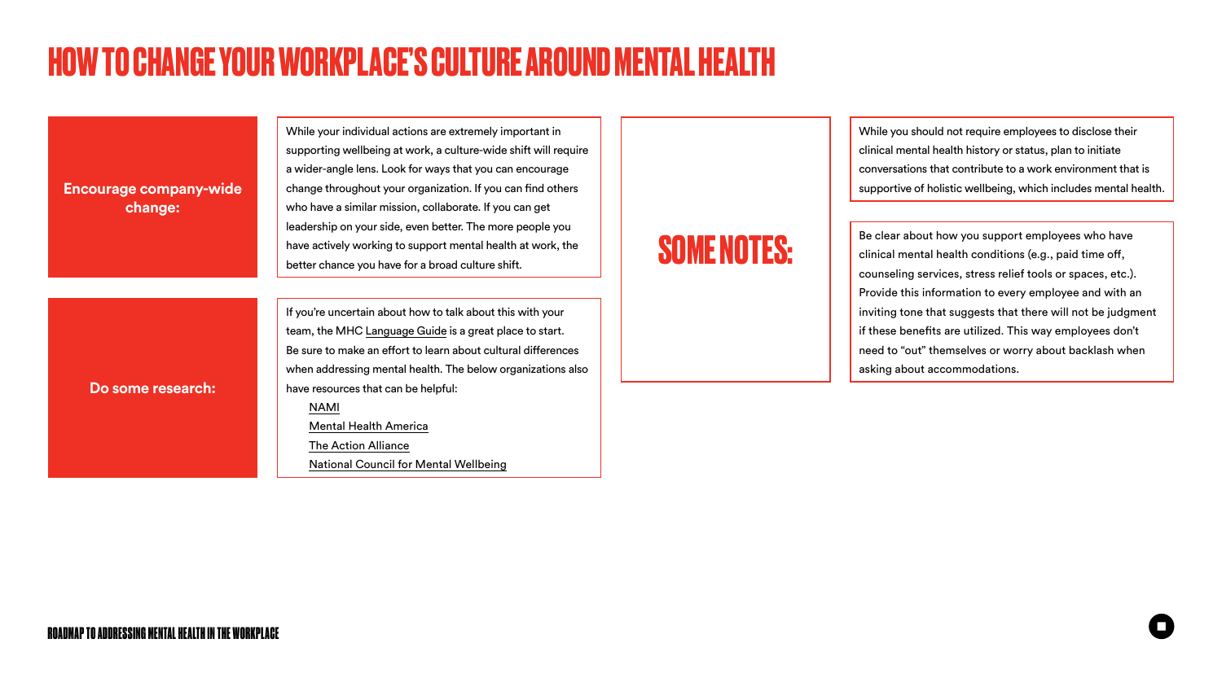# HOW TO CHANGE YOUR WORKPLACE'S CULTURE AROUND MENTAL HEALTH

**Encourage company-wide change:**

While your individual actions are extremely important in supporting wellbeing at work, a culture-wide shift will require a wider-angle lens. Look for ways that you can encourage change throughout your organization. If you can find others who have a similar mission, collaborate. If you can get leadership on your side, even better. The more people you have actively working to support mental health at work, the better chance you have for a broad culture shift.

**Do some research:**

If you're uncertain about how to talk about this with your team, the MHC Language Guide is a great place to start. Be sure to make an effort to learn about cultural differences when addressing mental health. The below organizations also have resources that can be helpful:

- NAMI
- Mental Health America
- The Action Alliance
- National Council for Mental Wellbeing

## SOME NOTES:

While you should not require employees to disclose their clinical mental health history or status, plan to initiate conversations that contribute to a work environment that is supportive of holistic wellbeing, which includes mental health.

Be clear about how you support employees who have clinical mental health conditions (e.g., paid time off, counseling services, stress relief tools or spaces, etc.). Provide this information to every employee and with an inviting tone that suggests that there will not be judgment if these benefits are utilized. This way employees don't need to "out" themselves or worry about backlash when asking about accommodations.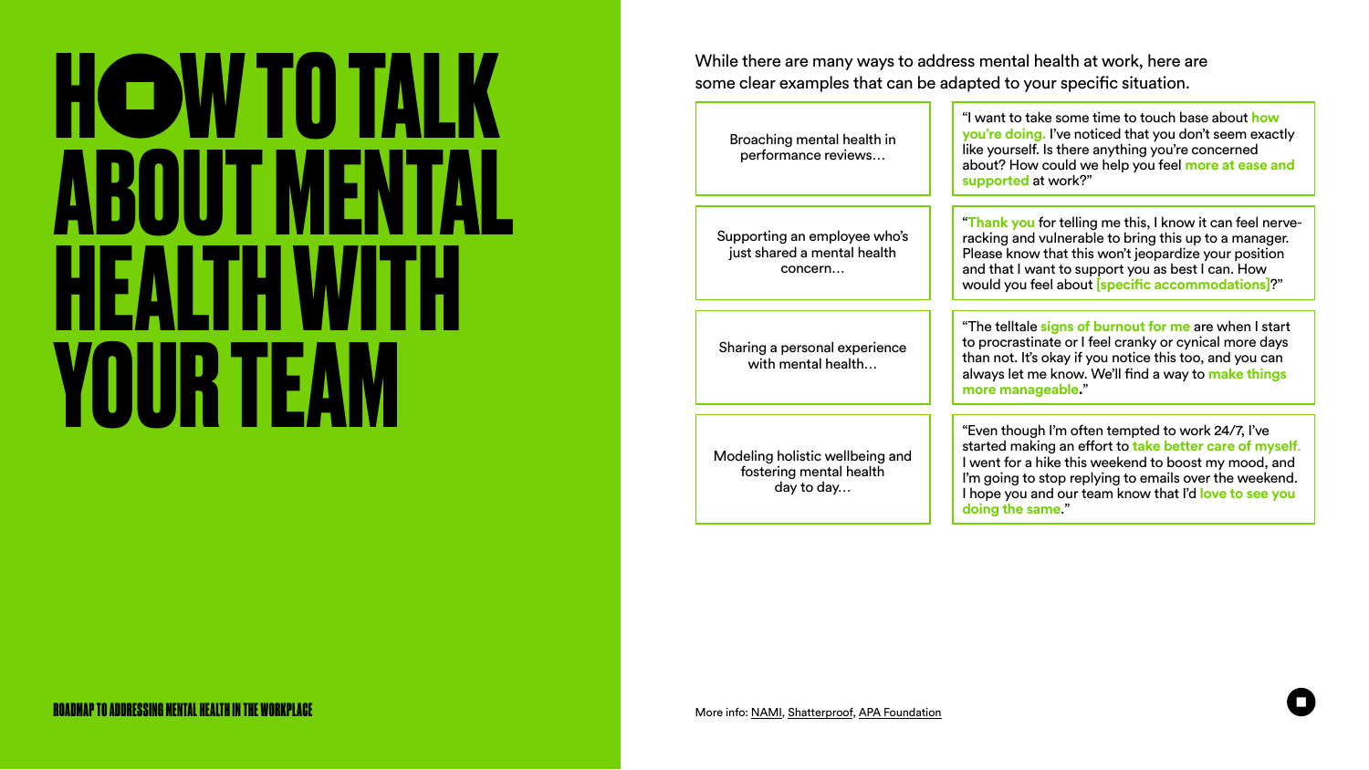# HOW TO TALK ABOUT MENTAL HEALTH WITH YOUR TEAM

While there are many ways to address mental health at work, here are some clear examples that can be adapted to your specific situation.

| Situation | Example |
| --- | --- |
| Broaching mental health in performance reviews… | "I want to take some time to touch base about **how you're doing.** I've noticed that you don't seem exactly like yourself. Is there anything you're concerned about? How could we help you feel **more at ease and supported** at work?" |
| Supporting an employee who's just shared a mental health concern… | "**Thank you** for telling me this, I know it can feel nerve-racking and vulnerable to bring this up to a manager. Please know that this won't jeopardize your position and that I want to support you as best I can. How would you feel about **[specific accommodations]**?" |
| Sharing a personal experience with mental health… | "The telltale **signs of burnout for me** are when I start to procrastinate or I feel cranky or cynical more days than not. It's okay if you notice this too, and you can always let me know. We'll find a way to **make things more manageable**." |
| Modeling holistic wellbeing and fostering mental health day to day… | "Even though I'm often tempted to work 24/7, I've started making an effort to **take better care of myself.** I went for a hike this weekend to boost my mood, and I'm going to stop replying to emails over the weekend. I hope you and our team know that I'd **love to see you doing the same**." |

More info: NAMI, Shatterproof, APA Foundation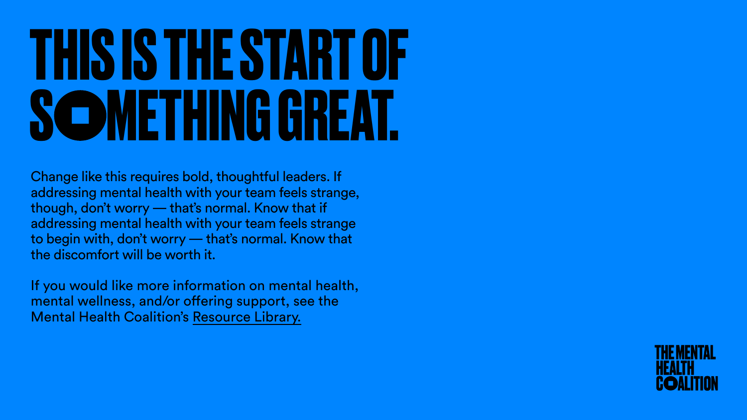# THIS IS THE START OF SOMETHING GREAT.

Change like this requires bold, thoughtful leaders. If addressing mental health with your team feels strange, though, don't worry — that's normal. Know that if addressing mental health with your team feels strange to begin with, don't worry — that's normal. Know that the discomfort will be worth it.

If you would like more information on mental health, mental wellness, and/or offering support, see the Mental Health Coalition's Resource Library.

THE MENTAL HEALTH COALITION